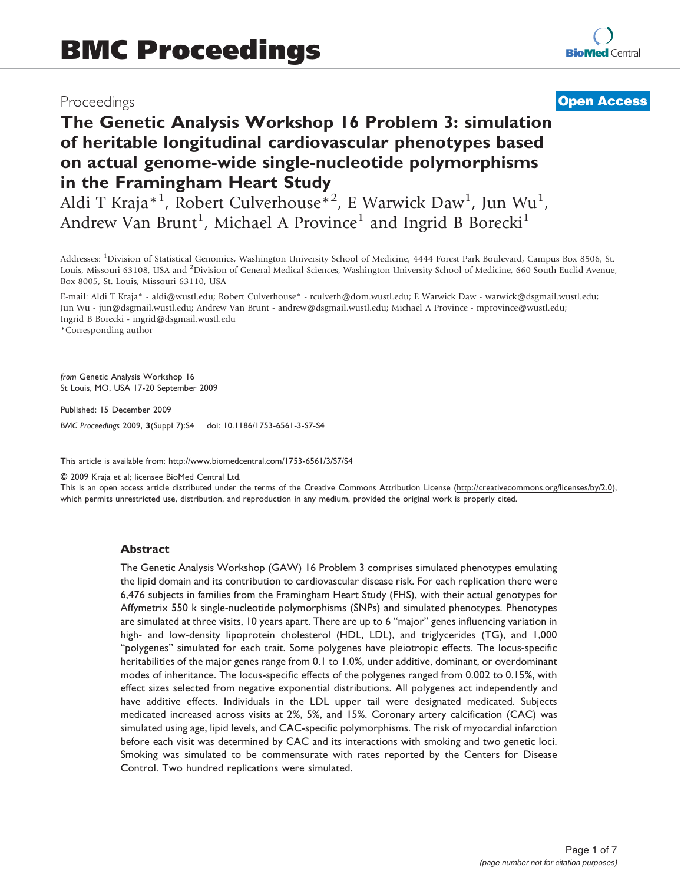Proceedings

**Open Access**

# The Genetic Analysis Workshop 16 Problem 3: simulation of heritable longitudinal cardiovascular phenotypes based on actual genome-wide single-nucleotide polymorphisms in the Framingham Heart Study

Aldi T Kraja*[1], Robert Culverhouse*[2], E Warwick Daw[1], Jun Wu[1], Andrew Van Brunt[1], Michael A Province[1] and Ingrid B Borecki[1]

Addresses: [1]Division of Statistical Genomics, Washington University School of Medicine, 4444 Forest Park Boulevard, Campus Box 8506, St. Louis, Missouri 63108, USA and [2]Division of General Medical Sciences, Washington University School of Medicine, 660 South Euclid Avenue, Box 8005, St. Louis, Missouri 63110, USA

E-mail: Aldi T Kraja* - aldi@wustl.edu; Robert Culverhouse* - rculverh@dom.wustl.edu; E Warwick Daw - warwick@dsgmail.wustl.edu; Jun Wu - jun@dsgmail.wustl.edu; Andrew Van Brunt - andrew@dsgmail.wustl.edu; Michael A Province - mprovince@wustl.edu; Ingrid B Borecki - ingrid@dsgmail.wustl.edu

*Corresponding author

*from* Genetic Analysis Workshop 16
St Louis, MO, USA 17-20 September 2009

Published: 15 December 2009

*BMC Proceedings* 2009, **3**(Suppl 7):S4 doi: 10.1186/1753-6561-3-S7-S4

This article is available from: http://www.biomedcentral.com/1753-6561/3/S7/S4

© 2009 Kraja et al; licensee BioMed Central Ltd.
This is an open access article distributed under the terms of the Creative Commons Attribution License (http://creativecommons.org/licenses/by/2.0), which permits unrestricted use, distribution, and reproduction in any medium, provided the original work is properly cited.

## Abstract

The Genetic Analysis Workshop (GAW) 16 Problem 3 comprises simulated phenotypes emulating the lipid domain and its contribution to cardiovascular disease risk. For each replication there were 6,476 subjects in families from the Framingham Heart Study (FHS), with their actual genotypes for Affymetrix 550 k single-nucleotide polymorphisms (SNPs) and simulated phenotypes. Phenotypes are simulated at three visits, 10 years apart. There are up to 6 "major" genes influencing variation in high- and low-density lipoprotein cholesterol (HDL, LDL), and triglycerides (TG), and 1,000 "polygenes" simulated for each trait. Some polygenes have pleiotropic effects. The locus-specific heritabilities of the major genes range from 0.1 to 1.0%, under additive, dominant, or overdominant modes of inheritance. The locus-specific effects of the polygenes ranged from 0.002 to 0.15%, with effect sizes selected from negative exponential distributions. All polygenes act independently and have additive effects. Individuals in the LDL upper tail were designated medicated. Subjects medicated increased across visits at 2%, 5%, and 15%. Coronary artery calcification (CAC) was simulated using age, lipid levels, and CAC-specific polymorphisms. The risk of myocardial infarction before each visit was determined by CAC and its interactions with smoking and two genetic loci. Smoking was simulated to be commensurate with rates reported by the Centers for Disease Control. Two hundred replications were simulated.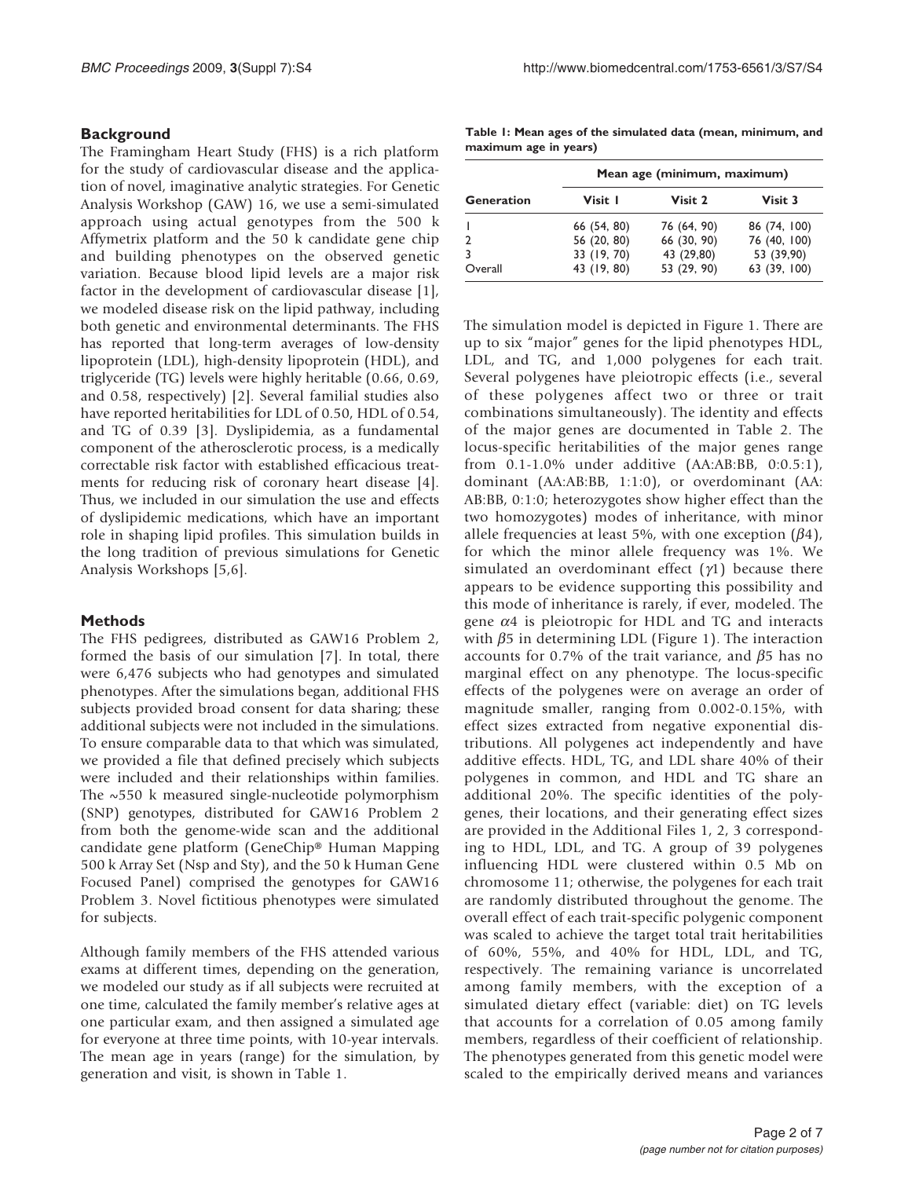## Background

The Framingham Heart Study (FHS) is a rich platform for the study of cardiovascular disease and the application of novel, imaginative analytic strategies. For Genetic Analysis Workshop (GAW) 16, we use a semi-simulated approach using actual genotypes from the 500 k Affymetrix platform and the 50 k candidate gene chip and building phenotypes on the observed genetic variation. Because blood lipid levels are a major risk factor in the development of cardiovascular disease [1], we modeled disease risk on the lipid pathway, including both genetic and environmental determinants. The FHS has reported that long-term averages of low-density lipoprotein (LDL), high-density lipoprotein (HDL), and triglyceride (TG) levels were highly heritable (0.66, 0.69, and 0.58, respectively) [2]. Several familial studies also have reported heritabilities for LDL of 0.50, HDL of 0.54, and TG of 0.39 [3]. Dyslipidemia, as a fundamental component of the atherosclerotic process, is a medically correctable risk factor with established efficacious treatments for reducing risk of coronary heart disease [4]. Thus, we included in our simulation the use and effects of dyslipidemic medications, which have an important role in shaping lipid profiles. This simulation builds in the long tradition of previous simulations for Genetic Analysis Workshops [5,6].

## Methods

The FHS pedigrees, distributed as GAW16 Problem 2, formed the basis of our simulation [7]. In total, there were 6,476 subjects who had genotypes and simulated phenotypes. After the simulations began, additional FHS subjects provided broad consent for data sharing; these additional subjects were not included in the simulations. To ensure comparable data to that which was simulated, we provided a file that defined precisely which subjects were included and their relationships within families. The ~550 k measured single-nucleotide polymorphism (SNP) genotypes, distributed for GAW16 Problem 2 from both the genome-wide scan and the additional candidate gene platform (GeneChip® Human Mapping 500 k Array Set (Nsp and Sty), and the 50 k Human Gene Focused Panel) comprised the genotypes for GAW16 Problem 3. Novel fictitious phenotypes were simulated for subjects.

Although family members of the FHS attended various exams at different times, depending on the generation, we modeled our study as if all subjects were recruited at one time, calculated the family member's relative ages at one particular exam, and then assigned a simulated age for everyone at three time points, with 10-year intervals. The mean age in years (range) for the simulation, by generation and visit, is shown in Table 1.

**Table 1: Mean ages of the simulated data (mean, minimum, and maximum age in years)**

| Generation | Mean age (minimum, maximum) | | |
|---|---|---|---|
| | Visit 1 | Visit 2 | Visit 3 |
| 1 | 66 (54, 80) | 76 (64, 90) | 86 (74, 100) |
| 2 | 56 (20, 80) | 66 (30, 90) | 76 (40, 100) |
| 3 | 33 (19, 70) | 43 (29,80) | 53 (39,90) |
| Overall | 43 (19, 80) | 53 (29, 90) | 63 (39, 100) |

The simulation model is depicted in Figure 1. There are up to six "major" genes for the lipid phenotypes HDL, LDL, and TG, and 1,000 polygenes for each trait. Several polygenes have pleiotropic effects (i.e., several of these polygenes affect two or three or trait combinations simultaneously). The identity and effects of the major genes are documented in Table 2. The locus-specific heritabilities of the major genes range from 0.1-1.0% under additive (AA:AB:BB, 0:0.5:1), dominant (AA:AB:BB, 1:1:0), or overdominant (AA:AB:BB, 0:1:0; heterozygotes show higher effect than the two homozygotes) modes of inheritance, with minor allele frequencies at least 5%, with one exception ($\beta 4$), for which the minor allele frequency was 1%. We simulated an overdominant effect ($\gamma 1$) because there appears to be evidence supporting this possibility and this mode of inheritance is rarely, if ever, modeled. The gene $\alpha 4$ is pleiotropic for HDL and TG and interacts with $\beta 5$ in determining LDL (Figure 1). The interaction accounts for 0.7% of the trait variance, and $\beta 5$ has no marginal effect on any phenotype. The locus-specific effects of the polygenes were on average an order of magnitude smaller, ranging from 0.002-0.15%, with effect sizes extracted from negative exponential distributions. All polygenes act independently and have additive effects. HDL, TG, and LDL share 40% of their polygenes in common, and HDL and TG share an additional 20%. The specific identities of the polygenes, their locations, and their generating effect sizes are provided in the Additional Files 1, 2, 3 corresponding to HDL, LDL, and TG. A group of 39 polygenes influencing HDL were clustered within 0.5 Mb on chromosome 11; otherwise, the polygenes for each trait are randomly distributed throughout the genome. The overall effect of each trait-specific polygenic component was scaled to achieve the target total trait heritabilities of 60%, 55%, and 40% for HDL, LDL, and TG, respectively. The remaining variance is uncorrelated among family members, with the exception of a simulated dietary effect (variable: diet) on TG levels that accounts for a correlation of 0.05 among family members, regardless of their coefficient of relationship. The phenotypes generated from this genetic model were scaled to the empirically derived means and variances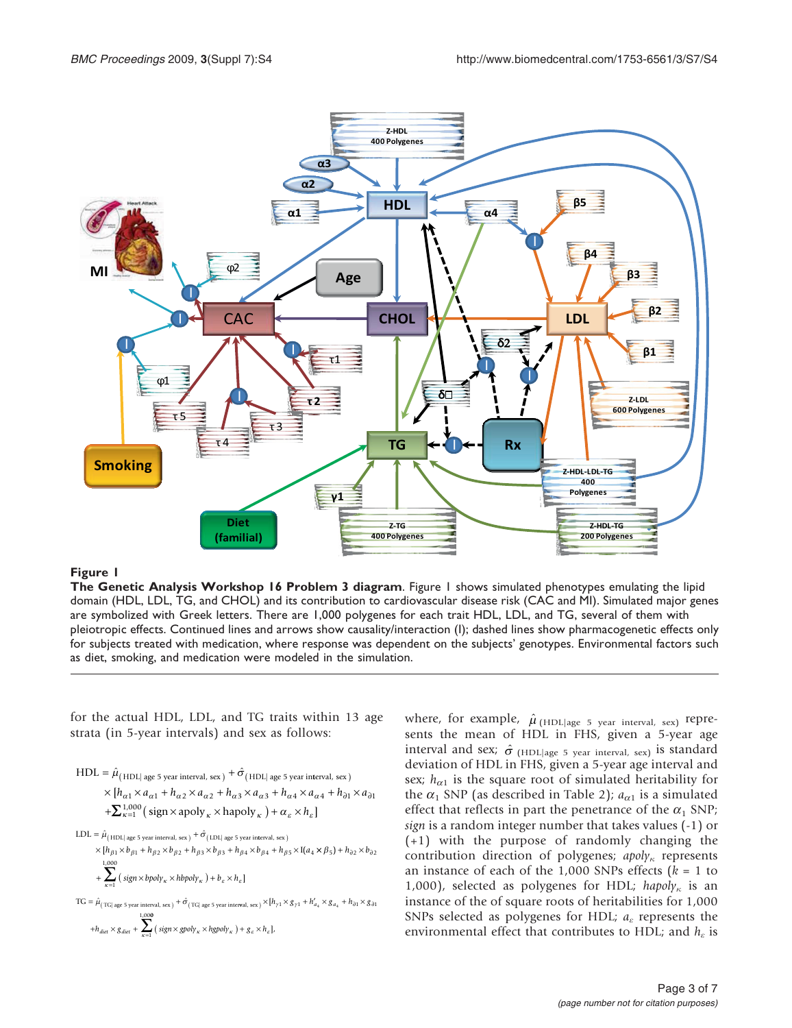**Figure 1**

**The Genetic Analysis Workshop 16 Problem 3 diagram**. Figure 1 shows simulated phenotypes emulating the lipid domain (HDL, LDL, TG, and CHOL) and its contribution to cardiovascular disease risk (CAC and MI). Simulated major genes are symbolized with Greek letters. There are 1,000 polygenes for each trait HDL, LDL, and TG, several of them with pleiotropic effects. Continued lines and arrows show causality/interaction (I); dashed lines show pharmacogenetic effects only for subjects treated with medication, where response was dependent on the subjects' genotypes. Environmental factors such as diet, smoking, and medication were modeled in the simulation.

for the actual HDL, LDL, and TG traits within 13 age strata (in 5-year intervals) and sex as follows:

$$\text{HDL} = \hat{\mu}_{(\text{HDL}|\text{ age 5 year interval, sex})} + \hat{\sigma}_{(\text{HDL}|\text{ age 5 year interval, sex})} \times [h_{\alpha 1} \times a_{\alpha 1} + h_{\alpha 2} \times a_{\alpha 2} + h_{\alpha 3} \times a_{\alpha 3} + h_{\alpha 4} \times a_{\alpha 4} + h_{\partial 1} \times a_{\partial 1} + \sum_{\kappa=1}^{1,000} (\text{sign} \times \text{apoly}_{\kappa} \times \text{hapoly}_{\kappa}) + a_{\varepsilon} \times h_{\varepsilon}]$$

$$\text{LDL} = \hat{\mu}_{(\text{HDL}|\text{ age 5 year interval, sex})} + \hat{\sigma}_{(\text{LDL}|\text{ age 5 year interval, sex})} \times [h_{\beta 1} \times b_{\beta 1} + h_{\beta 2} \times b_{\beta 2} + h_{\beta 3} \times b_{\beta 3} + h_{\beta 4} \times b_{\beta 4} + h_{\beta 5} \times \text{I}(a_4 \times \beta_5) + h_{\partial 2} \times b_{\partial 2} + \sum_{\kappa=1}^{1,000} (\text{sign} \times \text{bpoly}_{\kappa} \times \text{hbpoly}_{\kappa}) + b_{\varepsilon} \times h_{\varepsilon}]$$

$$\text{TG} = \hat{\mu}_{(\text{TG}|\text{ age 5 year interval, sex})} + \hat{\sigma}_{(\text{TG}|\text{ age 5 year interval, sex})} \times [h_{\gamma 1} \times g_{\gamma 1} + h'_{a_4} \times g_{a_4} + h_{\partial 1} \times g_{\partial 1} + h_{diet} \times g_{diet} + \sum_{\kappa=1}^{1,000} (\text{sign} \times \text{gpoly}_{\kappa} \times \text{hgpoly}_{\kappa}) + g_{\varepsilon} \times h_{\varepsilon}],$$

where, for example, $\hat{\mu}_{(\text{HDL}|\text{age 5 year interval, sex})}$ represents the mean of HDL in FHS, given a 5-year age interval and sex; $\hat{\sigma}_{(\text{HDL}|\text{age 5 year interval, sex})}$ is standard deviation of HDL in FHS, given a 5-year age interval and sex; $h_{\alpha 1}$ is the square root of simulated heritability for the $\alpha_1$ SNP (as described in Table 2); $a_{\alpha 1}$ is a simulated effect that reflects in part the penetrance of the $\alpha_1$ SNP; *sign* is a random integer number that takes values (-1) or (+1) with the purpose of randomly changing the contribution direction of polygenes; $apoly_{\kappa}$ represents an instance of each of the 1,000 SNPs effects ($k$ = 1 to 1,000), selected as polygenes for HDL; $hapoly_{\kappa}$ is an instance of the of square roots of heritabilities for 1,000 SNPs selected as polygenes for HDL; $a_{\varepsilon}$ represents the environmental effect that contributes to HDL; and $h_{\varepsilon}$ is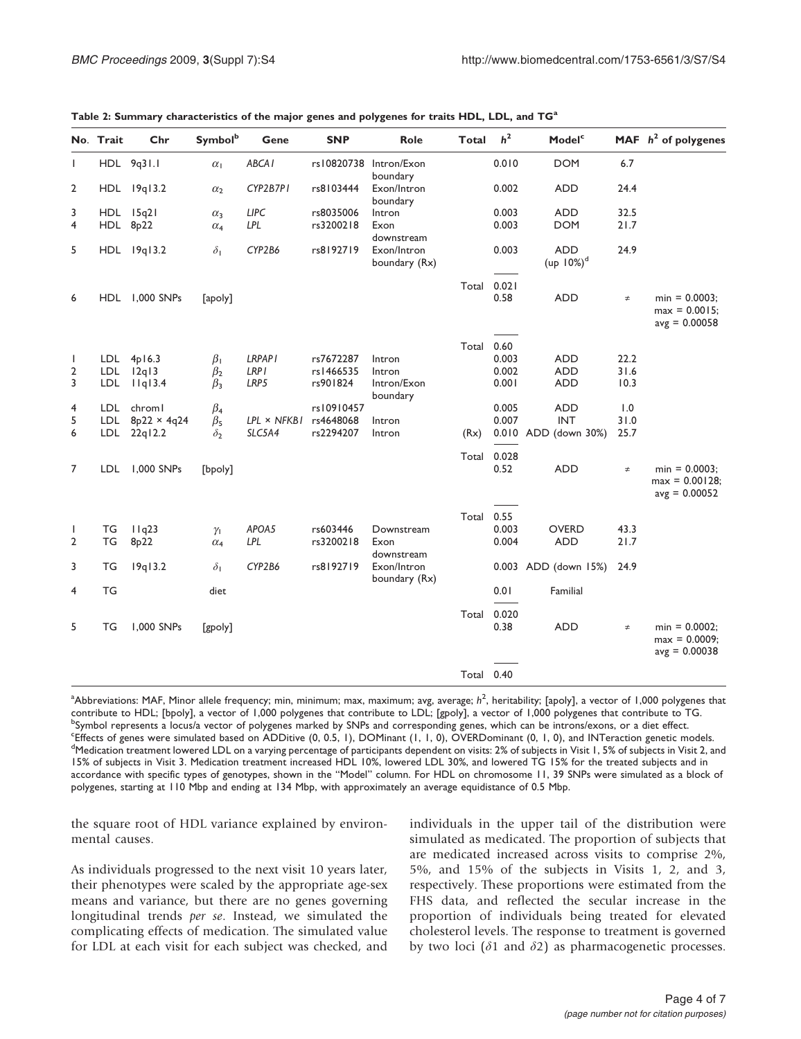**Table 2: Summary characteristics of the major genes and polygenes for traits HDL, LDL, and TG[a]**

| No. | Trait | Chr | Symbol[b] | Gene | SNP | Role | Total | $h^2$ | Model[c] | MAF | $h^2$ of polygenes |
|---|---|---|---|---|---|---|---|---|---|---|---|
| 1 | HDL | 9q31.1 | $\alpha_1$ | *ABCA1* | rs10820738 | Intron/Exon boundary | | 0.010 | DOM | 6.7 | |
| 2 | HDL | 19q13.2 | $\alpha_2$ | *CYP2B7P1* | rs8103444 | Exon/Intron boundary | | 0.002 | ADD | 24.4 | |
| 3 | HDL | 15q21 | $\alpha_3$ | *LIPC* | rs8035006 | Intron | | 0.003 | ADD | 32.5 | |
| 4 | HDL | 8p22 | $\alpha_4$ | *LPL* | rs3200218 | Exon downstream | | 0.003 | DOM | 21.7 | |
| 5 | HDL | 19q13.2 | $\delta_1$ | *CYP2B6* | rs8192719 | Exon/Intron boundary (Rx) | | 0.003 | ADD (up 10%)[d] | 24.9 | |
| | | | | | | | Total | 0.021 | | | |
| 6 | HDL | 1,000 SNPs | [apoly] | | | | | 0.58 | ADD | ≠ | min = 0.0003; max = 0.0015; avg = 0.00058 |
| | | | | | | | Total | 0.60 | | | |
| 1 | LDL | 4p16.3 | $\beta_1$ | *LRPAP1* | rs7672287 | Intron | | 0.003 | ADD | 22.2 | |
| 2 | LDL | 12q13 | $\beta_2$ | *LRP1* | rs1466535 | Intron | | 0.002 | ADD | 31.6 | |
| 3 | LDL | 11q13.4 | $\beta_3$ | *LRP5* | rs901824 | Intron/Exon boundary | | 0.001 | ADD | 10.3 | |
| 4 | LDL | chrom1 | $\beta_4$ | | rs10910457 | | | 0.005 | ADD | 1.0 | |
| 5 | LDL | 8p22 × 4q24 | $\beta_5$ | *LPL* × *NFKB1* | rs4648068 | Intron | | 0.007 | INT | 31.0 | |
| 6 | LDL | 22q12.2 | $\delta_2$ | *SLC5A4* | rs2294207 | Intron | (Rx) | 0.010 | ADD (down 30%) | 25.7 | |
| | | | | | | | Total | 0.028 | | | |
| 7 | LDL | 1,000 SNPs | [bpoly] | | | | | 0.52 | ADD | ≠ | min = 0.0003; max = 0.00128; avg = 0.00052 |
| | | | | | | | Total | 0.55 | | | |
| 1 | TG | 11q23 | $\gamma_1$ | *APOA5* | rs603446 | Downstream | | 0.003 | OVERD | 43.3 | |
| 2 | TG | 8p22 | $\alpha_4$ | *LPL* | rs3200218 | Exon downstream | | 0.004 | ADD | 21.7 | |
| 3 | TG | 19q13.2 | $\delta_1$ | *CYP2B6* | rs8192719 | Exon/Intron boundary (Rx) | | 0.003 | ADD (down 15%) | 24.9 | |
| 4 | TG | | diet | | | | | 0.01 | Familial | | |
| | | | | | | | Total | 0.020 | | | |
| 5 | TG | 1,000 SNPs | [gpoly] | | | | | 0.38 | ADD | ≠ | min = 0.0002; max = 0.0009; avg = 0.00038 |
| | | | | | | | Total | 0.40 | | | |

[a]Abbreviations: MAF, Minor allele frequency; min, minimum; max, maximum; avg, average; $h^2$, heritability; [apoly], a vector of 1,000 polygenes that contribute to HDL; [bpoly], a vector of 1,000 polygenes that contribute to LDL; [gpoly], a vector of 1,000 polygenes that contribute to TG.
[b]Symbol represents a locus/a vector of polygenes marked by SNPs and corresponding genes, which can be introns/exons, or a diet effect.
[c]Effects of genes were simulated based on ADDitive (0, 0.5, 1), DOMinant (1, 1, 0), OVERDominant (0, 1, 0), and INTeraction genetic models.
[d]Medication treatment lowered LDL on a varying percentage of participants dependent on visits: 2% of subjects in Visit 1, 5% of subjects in Visit 2, and 15% of subjects in Visit 3. Medication treatment increased HDL 10%, lowered LDL 30%, and lowered TG 15% for the treated subjects and in accordance with specific types of genotypes, shown in the "Model" column. For HDL on chromosome 11, 39 SNPs were simulated as a block of polygenes, starting at 110 Mbp and ending at 134 Mbp, with approximately an average equidistance of 0.5 Mbp.

the square root of HDL variance explained by environmental causes.

As individuals progressed to the next visit 10 years later, their phenotypes were scaled by the appropriate age-sex means and variance, but there are no genes governing longitudinal trends *per se*. Instead, we simulated the complicating effects of medication. The simulated value for LDL at each visit for each subject was checked, and individuals in the upper tail of the distribution were simulated as medicated. The proportion of subjects that are medicated increased across visits to comprise 2%, 5%, and 15% of the subjects in Visits 1, 2, and 3, respectively. These proportions were estimated from the FHS data, and reflected the secular increase in the proportion of individuals being treated for elevated cholesterol levels. The response to treatment is governed by two loci ($\delta 1$ and $\delta 2$) as pharmacogenetic processes.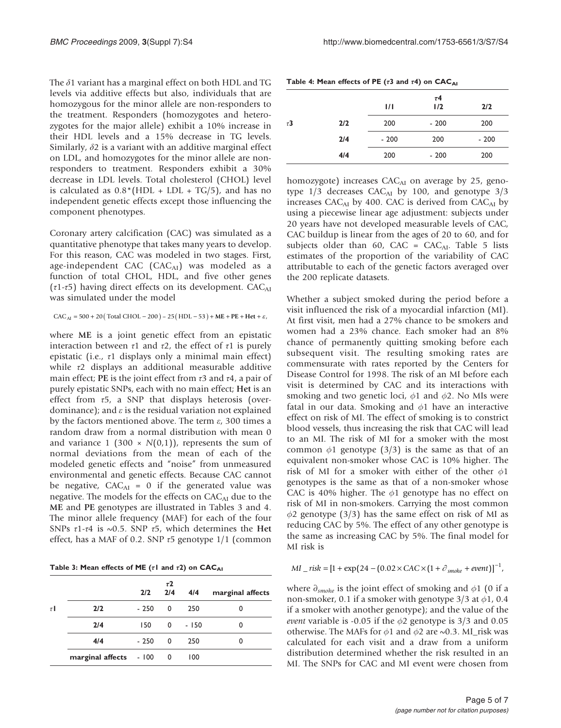The $\delta 1$ variant has a marginal effect on both HDL and TG levels via additive effects but also, individuals that are homozygous for the minor allele are non-responders to the treatment. Responders (homozygotes and heterozygotes for the major allele) exhibit a 10% increase in their HDL levels and a 15% decrease in TG levels. Similarly, $\delta 2$ is a variant with an additive marginal effect on LDL, and homozygotes for the minor allele are non-responders to treatment. Responders exhibit a 30% decrease in LDL levels. Total cholesterol (CHOL) level is calculated as 0.8*(HDL + LDL + TG/5), and has no independent genetic effects except those influencing the component phenotypes.

Coronary artery calcification (CAC) was simulated as a quantitative phenotype that takes many years to develop. For this reason, CAC was modeled in two stages. First, age-independent CAC ($CAC_{AI}$) was modeled as a function of total CHOL, HDL, and five other genes ($\tau 1$-$\tau 5$) having direct effects on its development. $CAC_{AI}$ was simulated under the model

$$CAC_{AI} = 500 + 20(\text{Total CHOL} - 200) - 25(\text{HDL} - 53) + \mathbf{ME} + \mathbf{PE} + \mathbf{Het} + \varepsilon,$$

where **ME** is a joint genetic effect from an epistatic interaction between $\tau 1$ and $\tau 2$, the effect of $\tau 1$ is purely epistatic (i.e., $\tau 1$ displays only a minimal main effect) while $\tau 2$ displays an additional measurable additive main effect; **PE** is the joint effect from $\tau 3$ and $\tau 4$, a pair of purely epistatic SNPs, each with no main effect; **Het** is an effect from $\tau 5$, a SNP that displays heterosis (overdominance); and $\varepsilon$ is the residual variation not explained by the factors mentioned above. The term $\varepsilon$, 300 times a random draw from a normal distribution with mean 0 and variance 1 ($300 \times N(0,1)$), represents the sum of normal deviations from the mean of each of the modeled genetic effects and "noise" from unmeasured environmental and genetic effects. Because CAC cannot be negative, $CAC_{AI} = 0$ if the generated value was negative. The models for the effects on $CAC_{AI}$ due to the **ME** and **PE** genotypes are illustrated in Tables 3 and 4. The minor allele frequency (MAF) for each of the four SNPs $\tau 1$-$\tau 4$ is ~0.5. SNP $\tau 5$, which determines the **Het** effect, has a MAF of 0.2. SNP $\tau 5$ genotype 1/1 (common homozygote) increases $CAC_{AI}$ on average by 25, genotype 1/3 decreases $CAC_{AI}$ by 100, and genotype 3/3 increases $CAC_{AI}$ by 400. CAC is derived from $CAC_{AI}$ by using a piecewise linear age adjustment: subjects under 20 years have not developed measurable levels of CAC, CAC buildup is linear from the ages of 20 to 60, and for subjects older than 60, CAC = $CAC_{AI}$. Table 5 lists estimates of the proportion of the variability of CAC attributable to each of the genetic factors averaged over the 200 replicate datasets.

**Table 3: Mean effects of ME ($\tau 1$ and $\tau 2$) on $CAC_{AI}$**

| | | $\tau 2$ 2/2 | 2/4 | 4/4 | marginal affects |
|---|---|---|---|---|---|
| $\tau 1$ | 2/2 | - 250 | 0 | 250 | 0 |
| | 2/4 | 150 | 0 | - 150 | 0 |
| | 4/4 | - 250 | 0 | 250 | 0 |
| | marginal affects | - 100 | 0 | 100 | |

**Table 4: Mean effects of PE ($\tau 3$ and $\tau 4$) on $CAC_{AI}$**

| | | $\tau 4$ 1/1 | 1/2 | 2/2 |
|---|---|---|---|---|
| $\tau 3$ | 2/2 | 200 | - 200 | 200 |
| | 2/4 | - 200 | 200 | - 200 |
| | 4/4 | 200 | - 200 | 200 |

Whether a subject smoked during the period before a visit influenced the risk of a myocardial infarction (MI). At first visit, men had a 27% chance to be smokers and women had a 23% chance. Each smoker had an 8% chance of permanently quitting smoking before each subsequent visit. The resulting smoking rates are commensurate with rates reported by the Centers for Disease Control for 1998. The risk of an MI before each visit is determined by CAC and its interactions with smoking and two genetic loci, $\phi 1$ and $\phi 2$. No MIs were fatal in our data. Smoking and $\phi 1$ have an interactive effect on risk of MI. The effect of smoking is to constrict blood vessels, thus increasing the risk that CAC will lead to an MI. The risk of MI for a smoker with the most common $\phi 1$ genotype (3/3) is the same as that of an equivalent non-smoker whose CAC is 10% higher. The risk of MI for a smoker with either of the other $\phi 1$ genotypes is the same as that of a non-smoker whose CAC is 40% higher. The $\phi 1$ genotype has no effect on risk of MI in non-smokers. Carrying the most common $\phi 2$ genotype (3/3) has the same effect on risk of MI as reducing CAC by 5%. The effect of any other genotype is the same as increasing CAC by 5%. The final model for MI risk is

$$MI\_risk = [1 + \exp(24 - (0.02 \times CAC \times (1 + \partial_{smoke} + event)]^{-1},$$

where $\partial_{smoke}$ is the joint effect of smoking and $\phi 1$ (0 if a non-smoker, 0.1 if a smoker with genotype 3/3 at $\phi 1$, 0.4 if a smoker with another genotype); and the value of the *event* variable is -0.05 if the $\phi 2$ genotype is 3/3 and 0.05 otherwise. The MAFs for $\phi 1$ and $\phi 2$ are ~0.3. MI_risk was calculated for each visit and a draw from a uniform distribution determined whether the risk resulted in an MI. The SNPs for CAC and MI event were chosen from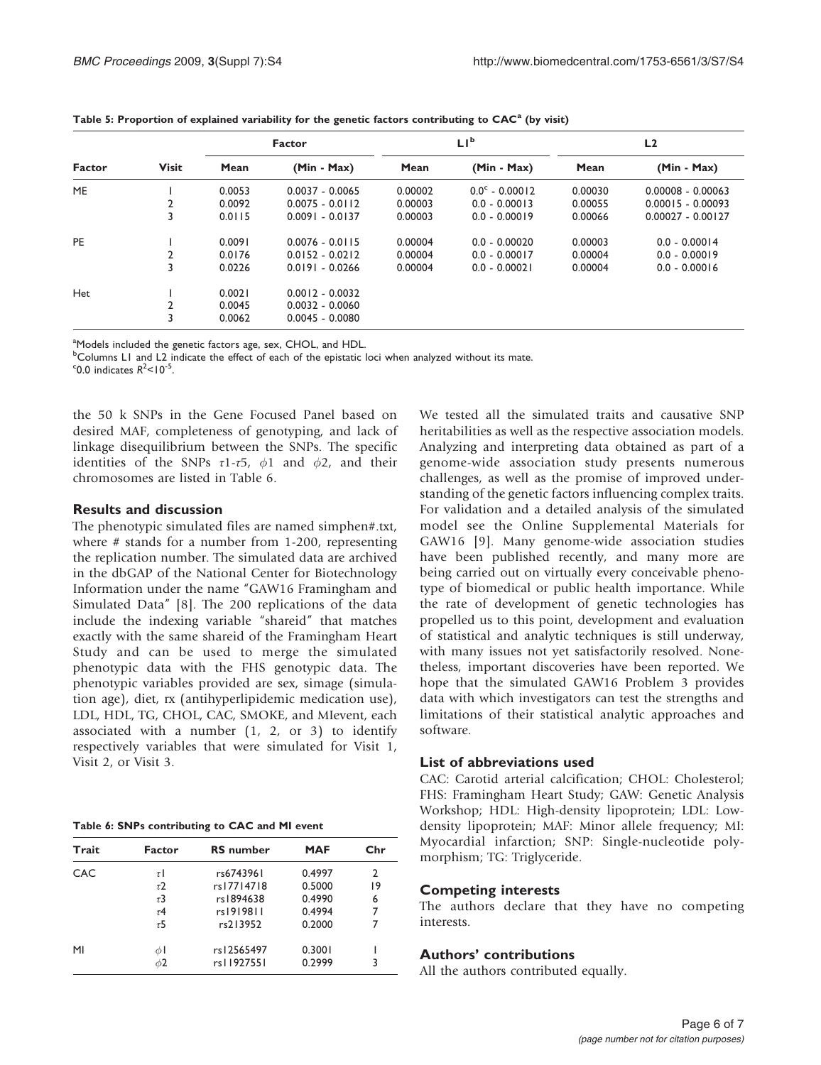Table 5: Proportion of explained variability for the genetic factors contributing to CAC[a] (by visit)

| Factor | Visit | Factor | | L1[b] | | L2 | |
|---|---|---|---|---|---|---|---|
| | | Mean | (Min - Max) | Mean | (Min - Max) | Mean | (Min - Max) |
| ME | 1 | 0.0053 | 0.0037 - 0.0065 | 0.00002 | 0.0[c] - 0.00012 | 0.00030 | 0.00008 - 0.00063 |
| | 2 | 0.0092 | 0.0075 - 0.0112 | 0.00003 | 0.0 - 0.00013 | 0.00055 | 0.00015 - 0.00093 |
| | 3 | 0.0115 | 0.0091 - 0.0137 | 0.00003 | 0.0 - 0.00019 | 0.00066 | 0.00027 - 0.00127 |
| PE | 1 | 0.0091 | 0.0076 - 0.0115 | 0.00004 | 0.0 - 0.00020 | 0.00003 | 0.0 - 0.00014 |
| | 2 | 0.0176 | 0.0152 - 0.0212 | 0.00004 | 0.0 - 0.00017 | 0.00004 | 0.0 - 0.00019 |
| | 3 | 0.0226 | 0.0191 - 0.0266 | 0.00004 | 0.0 - 0.00021 | 0.00004 | 0.0 - 0.00016 |
| Het | 1 | 0.0021 | 0.0012 - 0.0032 | | | | |
| | 2 | 0.0045 | 0.0032 - 0.0060 | | | | |
| | 3 | 0.0062 | 0.0045 - 0.0080 | | | | |

[a]Models included the genetic factors age, sex, CHOL, and HDL.
[b]Columns L1 and L2 indicate the effect of each of the epistatic loci when analyzed without its mate.
[c]0.0 indicates $R^2 < 10^{-5}$.

the 50 k SNPs in the Gene Focused Panel based on desired MAF, completeness of genotyping, and lack of linkage disequilibrium between the SNPs. The specific identities of the SNPs $\tau1$-$\tau5$, $\phi1$ and $\phi2$, and their chromosomes are listed in Table 6.

## Results and discussion

The phenotypic simulated files are named simphen#.txt, where # stands for a number from 1-200, representing the replication number. The simulated data are archived in the dbGAP of the National Center for Biotechnology Information under the name "GAW16 Framingham and Simulated Data" [8]. The 200 replications of the data include the indexing variable "shareid" that matches exactly with the same shareid of the Framingham Heart Study and can be used to merge the simulated phenotypic data with the FHS genotypic data. The phenotypic variables provided are sex, simage (simulation age), diet, rx (antihyperlipidemic medication use), LDL, HDL, TG, CHOL, CAC, SMOKE, and MIevent, each associated with a number (1, 2, or 3) to identify respectively variables that were simulated for Visit 1, Visit 2, or Visit 3.

Table 6: SNPs contributing to CAC and MI event

| Trait | Factor | RS number | MAF | Chr |
|---|---|---|---|---|
| CAC | $\tau1$ | rs6743961 | 0.4997 | 2 |
| | $\tau2$ | rs17714718 | 0.5000 | 19 |
| | $\tau3$ | rs1894638 | 0.4990 | 6 |
| | $\tau4$ | rs1919811 | 0.4994 | 7 |
| | $\tau5$ | rs213952 | 0.2000 | 7 |
| MI | $\phi1$ | rs12565497 | 0.3001 | 1 |
| | $\phi2$ | rs11927551 | 0.2999 | 3 |

We tested all the simulated traits and causative SNP heritabilities as well as the respective association models. Analyzing and interpreting data obtained as part of a genome-wide association study presents numerous challenges, as well as the promise of improved understanding of the genetic factors influencing complex traits. For validation and a detailed analysis of the simulated model see the Online Supplemental Materials for GAW16 [9]. Many genome-wide association studies have been published recently, and many more are being carried out on virtually every conceivable phenotype of biomedical or public health importance. While the rate of development of genetic technologies has propelled us to this point, development and evaluation of statistical and analytic techniques is still underway, with many issues not yet satisfactorily resolved. Nonetheless, important discoveries have been reported. We hope that the simulated GAW16 Problem 3 provides data with which investigators can test the strengths and limitations of their statistical analytic approaches and software.

## List of abbreviations used

CAC: Carotid arterial calcification; CHOL: Cholesterol; FHS: Framingham Heart Study; GAW: Genetic Analysis Workshop; HDL: High-density lipoprotein; LDL: Low-density lipoprotein; MAF: Minor allele frequency; MI: Myocardial infarction; SNP: Single-nucleotide polymorphism; TG: Triglyceride.

## Competing interests

The authors declare that they have no competing interests.

## Authors' contributions

All the authors contributed equally.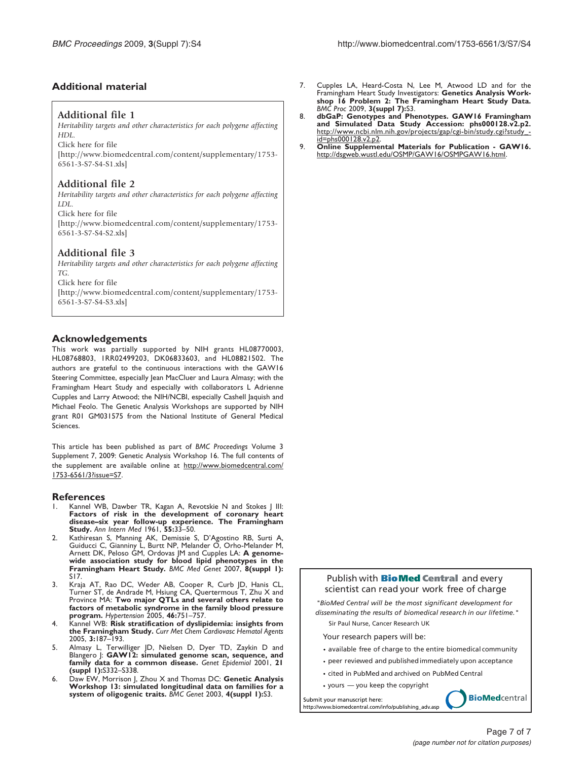## Additional material

### Additional file 1

*Heritability targets and other characteristics for each polygene affecting HDL.*

Click here for file

[http://www.biomedcentral.com/content/supplementary/1753-6561-3-S7-S4-S1.xls]

### Additional file 2

*Heritability targets and other characteristics for each polygene affecting LDL.*

Click here for file

[http://www.biomedcentral.com/content/supplementary/1753-6561-3-S7-S4-S2.xls]

### Additional file 3

*Heritability targets and other characteristics for each polygene affecting TG.*

Click here for file

[http://www.biomedcentral.com/content/supplementary/1753-6561-3-S7-S4-S3.xls]

## Acknowledgements

This work was partially supported by NIH grants HL08770003, HL08768803, 1RR02499203, DK06833603, and HL08821502. The authors are grateful to the continuous interactions with the GAW16 Steering Committee, especially Jean MacCluer and Laura Almasy; with the Framingham Heart Study and especially with collaborators L Adrienne Cupples and Larry Atwood; the NIH/NCBI, especially Cashell Jaquish and Michael Feolo. The Genetic Analysis Workshops are supported by NIH grant R01 GM031575 from the National Institute of General Medical Sciences.

This article has been published as part of *BMC Proceedings* Volume 3 Supplement 7, 2009: Genetic Analysis Workshop 16. The full contents of the supplement are available online at http://www.biomedcentral.com/1753-6561/3?issue=S7.

## References

1. Kannel WB, Dawber TR, Kagan A, Revotskie N and Stokes J III: **Factors of risk in the development of coronary heart disease–six year follow-up experience. The Framingham Study.** *Ann Intern Med* 1961, **55:**33–50.
2. Kathiresan S, Manning AK, Demissie S, D'Agostino RB, Surti A, Guiducci C, Gianniny L, Burtt NP, Melander O, Orho-Melander M, Arnett DK, Peloso GM, Ordovas JM and Cupples LA: **A genome-wide association study for blood lipid phenotypes in the Framingham Heart Study.** *BMC Med Genet* 2007, **8(suppl 1):**S17.
3. Kraja AT, Rao DC, Weder AB, Cooper R, Curb JD, Hanis CL, Turner ST, de Andrade M, Hsiung CA, Quertermous T, Zhu X and Province MA: **Two major QTLs and several others relate to factors of metabolic syndrome in the family blood pressure program.** *Hypertension* 2005, **46:**751–757.
4. Kannel WB: **Risk stratification of dyslipidemia: insights from the Framingham Study.** *Curr Met Chem Cardiovasc Hematol Agents* 2005, **3:**187–193.
5. Almasy L, Terwilliger JD, Nielsen D, Dyer TD, Zaykin D and Blangero J: **GAW12: simulated genome scan, sequence, and family data for a common disease.** *Genet Epidemiol* 2001, **21 (suppl 1):**S332–S338.
6. Daw EW, Morrison J, Zhou X and Thomas DC: **Genetic Analysis Workshop 13: simulated longitudinal data on families for a system of oligogenic traits.** *BMC Genet* 2003, **4(suppl 1):**S3.
7. Cupples LA, Heard-Costa N, Lee M, Atwood LD and for the Framingham Heart Study Investigators: **Genetics Analysis Workshop 16 Problem 2: The Framingham Heart Study Data.** *BMC Proc* 2009, **3(suppl 7):**S3.
8. **dbGaP: Genotypes and Phenotypes. GAW16 Framingham and Simulated Data Study Accession: phs000128.v2.p2.** http://www.ncbi.nlm.nih.gov/projects/gap/cgi-bin/study.cgi?study_id=phs000128.v2.p2.
9. **Online Supplemental Materials for Publication - GAW16.** http://dsgweb.wustl.edu/OSMP/GAW16/OSMPGAW16.html.

Publish with **BioMed Central** and every scientist can read your work free of charge

*"BioMed Central will be the most significant development for disseminating the results of biomedical research in our lifetime."*

Sir Paul Nurse, Cancer Research UK

Your research papers will be:

- available free of charge to the entire biomedical community
- peer reviewed and published immediately upon acceptance
- cited in PubMed and archived on PubMed Central
- yours — you keep the copyright

Submit your manuscript here:
http://www.biomedcentral.com/info/publishing_adv.asp

BioMedcentral